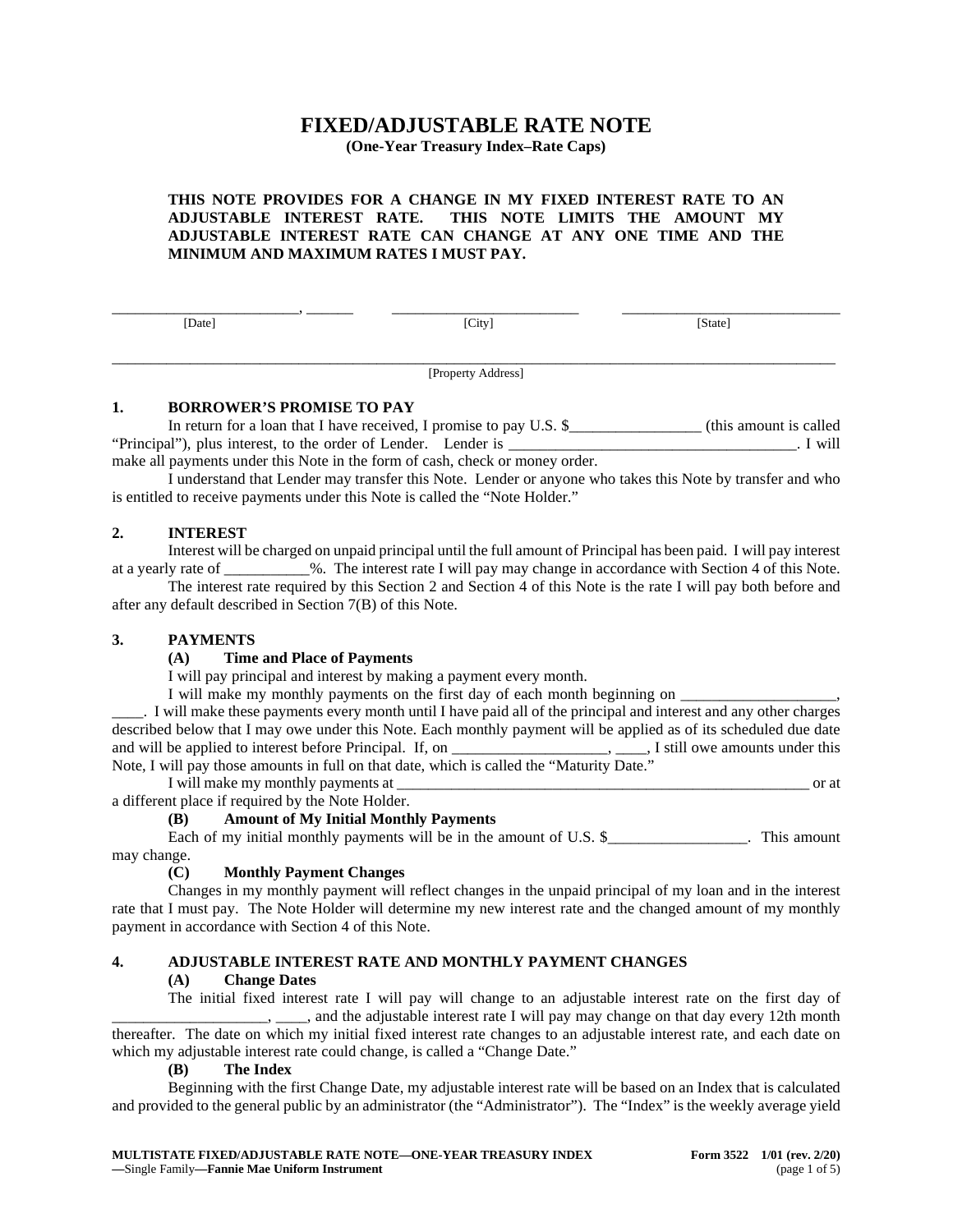# FIXED/ADJUSTABLE RATE NOTE

**(One-Year Treasury Index–Rate Caps)**

**THIS NOTE PROVIDES FOR A CHANGE IN MY FIXED INTEREST RATE TO AN ADJUSTABLE INTEREST RATE. THIS NOTE LIMITS THE AMOUNT MY ADJUSTABLE INTEREST RATE CAN CHANGE AT ANY ONE TIME AND THE MINIMUM AND MAXIMUM RATES I MUST PAY.**

________________________, ______ ________________________ ____________________________
[Date] [City] [State]

______________________________________________________________________________
[Property Address]

## 1. BORROWER'S PROMISE TO PAY

In return for a loan that I have received, I promise to pay U.S. $_________________ (this amount is called "Principal"), plus interest, to the order of Lender. Lender is _____________________________________. I will make all payments under this Note in the form of cash, check or money order.

I understand that Lender may transfer this Note. Lender or anyone who takes this Note by transfer and who is entitled to receive payments under this Note is called the "Note Holder."

## 2. INTEREST

Interest will be charged on unpaid principal until the full amount of Principal has been paid. I will pay interest at a yearly rate of ___________%. The interest rate I will pay may change in accordance with Section 4 of this Note.

The interest rate required by this Section 2 and Section 4 of this Note is the rate I will pay both before and after any default described in Section 7(B) of this Note.

## 3. PAYMENTS

### (A) Time and Place of Payments

I will pay principal and interest by making a payment every month.

I will make my monthly payments on the first day of each month beginning on ___________________, ____. I will make these payments every month until I have paid all of the principal and interest and any other charges described below that I may owe under this Note. Each monthly payment will be applied as of its scheduled due date and will be applied to interest before Principal. If, on ____________________, ____, I still owe amounts under this Note, I will pay those amounts in full on that date, which is called the "Maturity Date."

I will make my monthly payments at _______________________________________________________ or at a different place if required by the Note Holder.

### (B) Amount of My Initial Monthly Payments

Each of my initial monthly payments will be in the amount of U.S. $__________________. This amount may change.

### (C) Monthly Payment Changes

Changes in my monthly payment will reflect changes in the unpaid principal of my loan and in the interest rate that I must pay. The Note Holder will determine my new interest rate and the changed amount of my monthly payment in accordance with Section 4 of this Note.

## 4. ADJUSTABLE INTEREST RATE AND MONTHLY PAYMENT CHANGES

### (A) Change Dates

The initial fixed interest rate I will pay will change to an adjustable interest rate on the first day of ___________________, ____, and the adjustable interest rate I will pay may change on that day every 12th month thereafter. The date on which my initial fixed interest rate changes to an adjustable interest rate, and each date on which my adjustable interest rate could change, is called a "Change Date."

### (B) The Index

Beginning with the first Change Date, my adjustable interest rate will be based on an Index that is calculated and provided to the general public by an administrator (the "Administrator"). The "Index" is the weekly average yield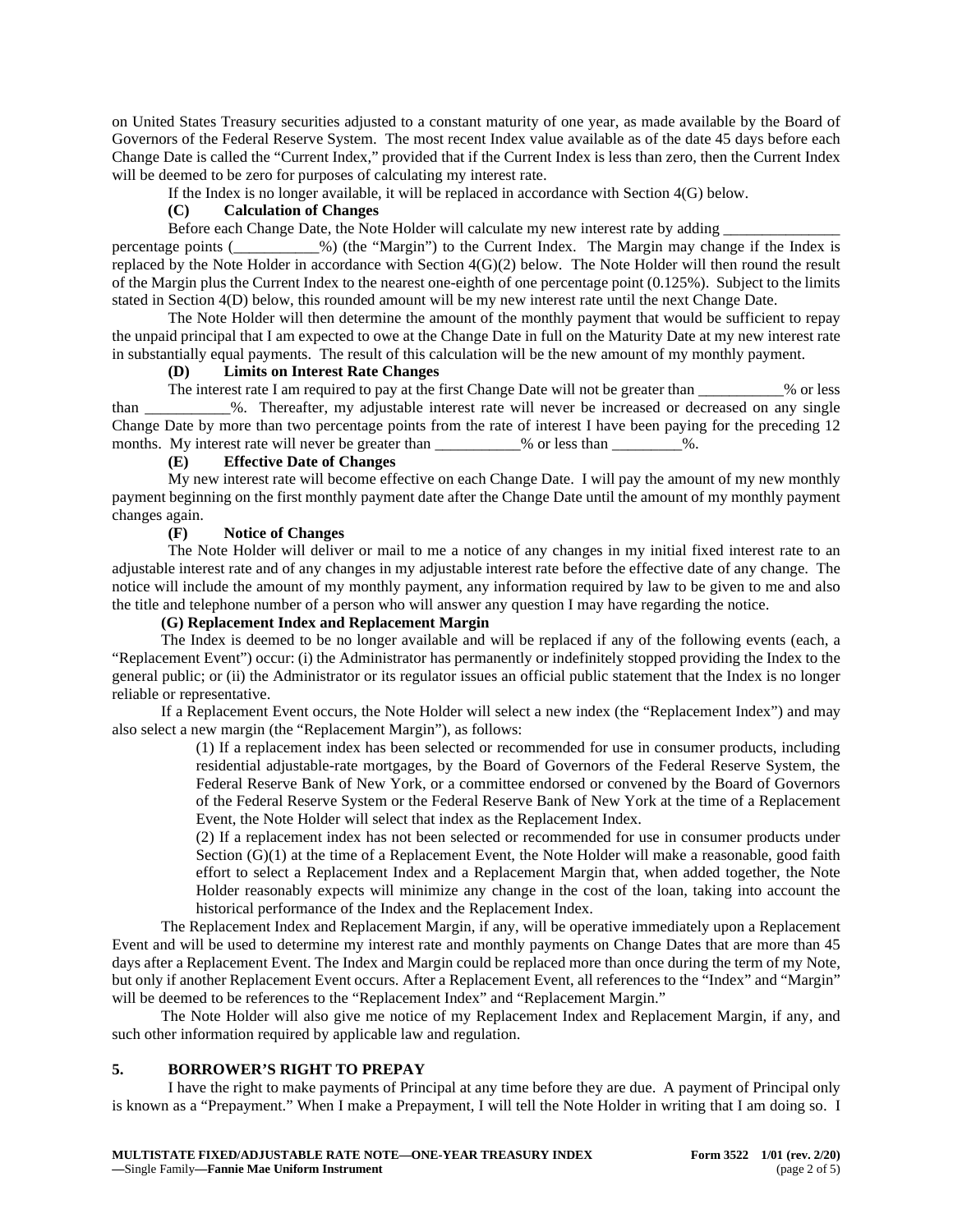on United States Treasury securities adjusted to a constant maturity of one year, as made available by the Board of Governors of the Federal Reserve System. The most recent Index value available as of the date 45 days before each Change Date is called the "Current Index," provided that if the Current Index is less than zero, then the Current Index will be deemed to be zero for purposes of calculating my interest rate.

If the Index is no longer available, it will be replaced in accordance with Section 4(G) below.

**(C) Calculation of Changes**

Before each Change Date, the Note Holder will calculate my new interest rate by adding _______________ percentage points (___________%) (the "Margin") to the Current Index. The Margin may change if the Index is replaced by the Note Holder in accordance with Section 4(G)(2) below. The Note Holder will then round the result of the Margin plus the Current Index to the nearest one-eighth of one percentage point (0.125%). Subject to the limits stated in Section 4(D) below, this rounded amount will be my new interest rate until the next Change Date.

The Note Holder will then determine the amount of the monthly payment that would be sufficient to repay the unpaid principal that I am expected to owe at the Change Date in full on the Maturity Date at my new interest rate in substantially equal payments. The result of this calculation will be the new amount of my monthly payment.

**(D) Limits on Interest Rate Changes**

The interest rate I am required to pay at the first Change Date will not be greater than ___________% or less than ___________%. Thereafter, my adjustable interest rate will never be increased or decreased on any single Change Date by more than two percentage points from the rate of interest I have been paying for the preceding 12 months. My interest rate will never be greater than ___________% or less than _________%.

**(E) Effective Date of Changes**

My new interest rate will become effective on each Change Date. I will pay the amount of my new monthly payment beginning on the first monthly payment date after the Change Date until the amount of my monthly payment changes again.

**(F) Notice of Changes**

The Note Holder will deliver or mail to me a notice of any changes in my initial fixed interest rate to an adjustable interest rate and of any changes in my adjustable interest rate before the effective date of any change. The notice will include the amount of my monthly payment, any information required by law to be given to me and also the title and telephone number of a person who will answer any question I may have regarding the notice.

**(G) Replacement Index and Replacement Margin**

The Index is deemed to be no longer available and will be replaced if any of the following events (each, a "Replacement Event") occur: (i) the Administrator has permanently or indefinitely stopped providing the Index to the general public; or (ii) the Administrator or its regulator issues an official public statement that the Index is no longer reliable or representative.

If a Replacement Event occurs, the Note Holder will select a new index (the "Replacement Index") and may also select a new margin (the "Replacement Margin"), as follows:

(1) If a replacement index has been selected or recommended for use in consumer products, including residential adjustable-rate mortgages, by the Board of Governors of the Federal Reserve System, the Federal Reserve Bank of New York, or a committee endorsed or convened by the Board of Governors of the Federal Reserve System or the Federal Reserve Bank of New York at the time of a Replacement Event, the Note Holder will select that index as the Replacement Index.

(2) If a replacement index has not been selected or recommended for use in consumer products under Section (G)(1) at the time of a Replacement Event, the Note Holder will make a reasonable, good faith effort to select a Replacement Index and a Replacement Margin that, when added together, the Note Holder reasonably expects will minimize any change in the cost of the loan, taking into account the historical performance of the Index and the Replacement Index.

The Replacement Index and Replacement Margin, if any, will be operative immediately upon a Replacement Event and will be used to determine my interest rate and monthly payments on Change Dates that are more than 45 days after a Replacement Event. The Index and Margin could be replaced more than once during the term of my Note, but only if another Replacement Event occurs. After a Replacement Event, all references to the "Index" and "Margin" will be deemed to be references to the "Replacement Index" and "Replacement Margin."

The Note Holder will also give me notice of my Replacement Index and Replacement Margin, if any, and such other information required by applicable law and regulation.

## 5. BORROWER'S RIGHT TO PREPAY

I have the right to make payments of Principal at any time before they are due. A payment of Principal only is known as a "Prepayment." When I make a Prepayment, I will tell the Note Holder in writing that I am doing so. I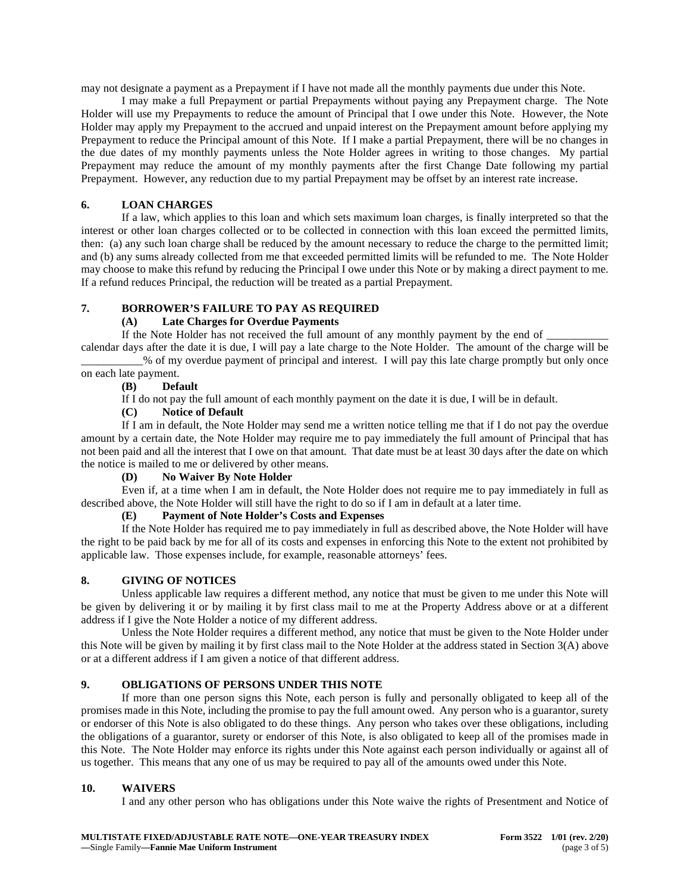may not designate a payment as a Prepayment if I have not made all the monthly payments due under this Note.

I may make a full Prepayment or partial Prepayments without paying any Prepayment charge. The Note Holder will use my Prepayments to reduce the amount of Principal that I owe under this Note. However, the Note Holder may apply my Prepayment to the accrued and unpaid interest on the Prepayment amount before applying my Prepayment to reduce the Principal amount of this Note. If I make a partial Prepayment, there will be no changes in the due dates of my monthly payments unless the Note Holder agrees in writing to those changes. My partial Prepayment may reduce the amount of my monthly payments after the first Change Date following my partial Prepayment. However, any reduction due to my partial Prepayment may be offset by an interest rate increase.

## 6. LOAN CHARGES

If a law, which applies to this loan and which sets maximum loan charges, is finally interpreted so that the interest or other loan charges collected or to be collected in connection with this loan exceed the permitted limits, then: (a) any such loan charge shall be reduced by the amount necessary to reduce the charge to the permitted limit; and (b) any sums already collected from me that exceeded permitted limits will be refunded to me. The Note Holder may choose to make this refund by reducing the Principal I owe under this Note or by making a direct payment to me. If a refund reduces Principal, the reduction will be treated as a partial Prepayment.

## 7. BORROWER'S FAILURE TO PAY AS REQUIRED

### (A) Late Charges for Overdue Payments

If the Note Holder has not received the full amount of any monthly payment by the end of ___________ calendar days after the date it is due, I will pay a late charge to the Note Holder. The amount of the charge will be ___________% of my overdue payment of principal and interest. I will pay this late charge promptly but only once on each late payment.

### (B) Default

If I do not pay the full amount of each monthly payment on the date it is due, I will be in default.

### (C) Notice of Default

If I am in default, the Note Holder may send me a written notice telling me that if I do not pay the overdue amount by a certain date, the Note Holder may require me to pay immediately the full amount of Principal that has not been paid and all the interest that I owe on that amount. That date must be at least 30 days after the date on which the notice is mailed to me or delivered by other means.

### (D) No Waiver By Note Holder

Even if, at a time when I am in default, the Note Holder does not require me to pay immediately in full as described above, the Note Holder will still have the right to do so if I am in default at a later time.

### (E) Payment of Note Holder's Costs and Expenses

If the Note Holder has required me to pay immediately in full as described above, the Note Holder will have the right to be paid back by me for all of its costs and expenses in enforcing this Note to the extent not prohibited by applicable law. Those expenses include, for example, reasonable attorneys' fees.

## 8. GIVING OF NOTICES

Unless applicable law requires a different method, any notice that must be given to me under this Note will be given by delivering it or by mailing it by first class mail to me at the Property Address above or at a different address if I give the Note Holder a notice of my different address.

Unless the Note Holder requires a different method, any notice that must be given to the Note Holder under this Note will be given by mailing it by first class mail to the Note Holder at the address stated in Section 3(A) above or at a different address if I am given a notice of that different address.

## 9. OBLIGATIONS OF PERSONS UNDER THIS NOTE

If more than one person signs this Note, each person is fully and personally obligated to keep all of the promises made in this Note, including the promise to pay the full amount owed. Any person who is a guarantor, surety or endorser of this Note is also obligated to do these things. Any person who takes over these obligations, including the obligations of a guarantor, surety or endorser of this Note, is also obligated to keep all of the promises made in this Note. The Note Holder may enforce its rights under this Note against each person individually or against all of us together. This means that any one of us may be required to pay all of the amounts owed under this Note.

## 10. WAIVERS

I and any other person who has obligations under this Note waive the rights of Presentment and Notice of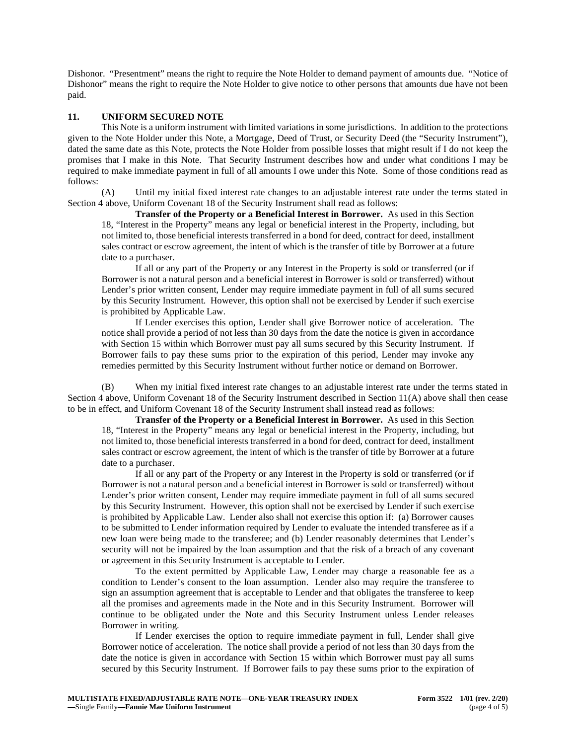Dishonor. "Presentment" means the right to require the Note Holder to demand payment of amounts due. "Notice of Dishonor" means the right to require the Note Holder to give notice to other persons that amounts due have not been paid.

## 11. UNIFORM SECURED NOTE

This Note is a uniform instrument with limited variations in some jurisdictions. In addition to the protections given to the Note Holder under this Note, a Mortgage, Deed of Trust, or Security Deed (the "Security Instrument"), dated the same date as this Note, protects the Note Holder from possible losses that might result if I do not keep the promises that I make in this Note. That Security Instrument describes how and under what conditions I may be required to make immediate payment in full of all amounts I owe under this Note. Some of those conditions read as follows:

(A) Until my initial fixed interest rate changes to an adjustable interest rate under the terms stated in Section 4 above, Uniform Covenant 18 of the Security Instrument shall read as follows:

> **Transfer of the Property or a Beneficial Interest in Borrower.** As used in this Section 18, "Interest in the Property" means any legal or beneficial interest in the Property, including, but not limited to, those beneficial interests transferred in a bond for deed, contract for deed, installment sales contract or escrow agreement, the intent of which is the transfer of title by Borrower at a future date to a purchaser.
>
> If all or any part of the Property or any Interest in the Property is sold or transferred (or if Borrower is not a natural person and a beneficial interest in Borrower is sold or transferred) without Lender's prior written consent, Lender may require immediate payment in full of all sums secured by this Security Instrument. However, this option shall not be exercised by Lender if such exercise is prohibited by Applicable Law.
>
> If Lender exercises this option, Lender shall give Borrower notice of acceleration. The notice shall provide a period of not less than 30 days from the date the notice is given in accordance with Section 15 within which Borrower must pay all sums secured by this Security Instrument. If Borrower fails to pay these sums prior to the expiration of this period, Lender may invoke any remedies permitted by this Security Instrument without further notice or demand on Borrower.

(B) When my initial fixed interest rate changes to an adjustable interest rate under the terms stated in Section 4 above, Uniform Covenant 18 of the Security Instrument described in Section 11(A) above shall then cease to be in effect, and Uniform Covenant 18 of the Security Instrument shall instead read as follows:

> **Transfer of the Property or a Beneficial Interest in Borrower.** As used in this Section 18, "Interest in the Property" means any legal or beneficial interest in the Property, including, but not limited to, those beneficial interests transferred in a bond for deed, contract for deed, installment sales contract or escrow agreement, the intent of which is the transfer of title by Borrower at a future date to a purchaser.
>
> If all or any part of the Property or any Interest in the Property is sold or transferred (or if Borrower is not a natural person and a beneficial interest in Borrower is sold or transferred) without Lender's prior written consent, Lender may require immediate payment in full of all sums secured by this Security Instrument. However, this option shall not be exercised by Lender if such exercise is prohibited by Applicable Law. Lender also shall not exercise this option if: (a) Borrower causes to be submitted to Lender information required by Lender to evaluate the intended transferee as if a new loan were being made to the transferee; and (b) Lender reasonably determines that Lender's security will not be impaired by the loan assumption and that the risk of a breach of any covenant or agreement in this Security Instrument is acceptable to Lender.
>
> To the extent permitted by Applicable Law, Lender may charge a reasonable fee as a condition to Lender's consent to the loan assumption. Lender also may require the transferee to sign an assumption agreement that is acceptable to Lender and that obligates the transferee to keep all the promises and agreements made in the Note and in this Security Instrument. Borrower will continue to be obligated under the Note and this Security Instrument unless Lender releases Borrower in writing.
>
> If Lender exercises the option to require immediate payment in full, Lender shall give Borrower notice of acceleration. The notice shall provide a period of not less than 30 days from the date the notice is given in accordance with Section 15 within which Borrower must pay all sums secured by this Security Instrument. If Borrower fails to pay these sums prior to the expiration of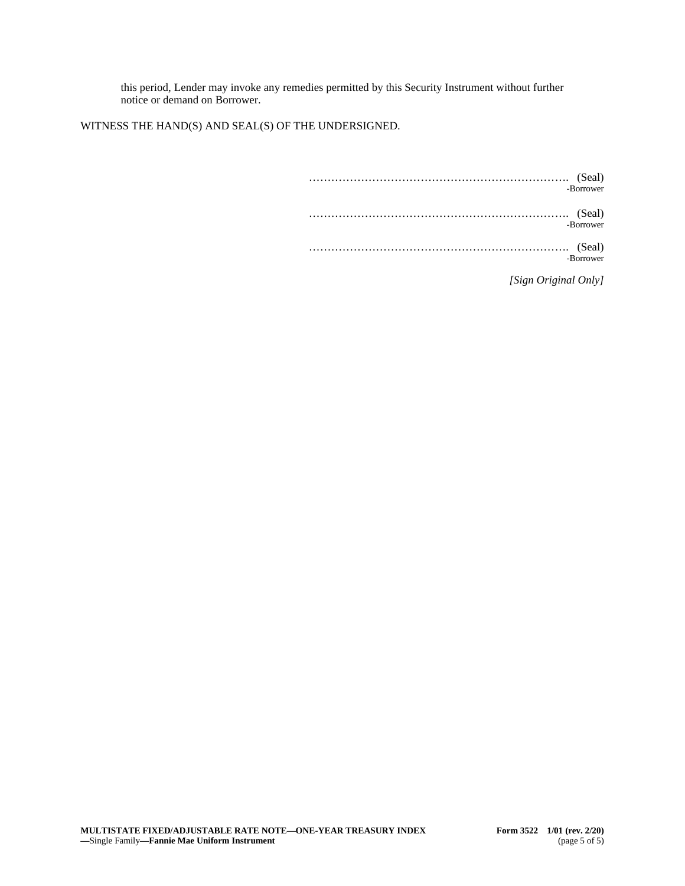this period, Lender may invoke any remedies permitted by this Security Instrument without further notice or demand on Borrower.

WITNESS THE HAND(S) AND SEAL(S) OF THE UNDERSIGNED.

………………………………………………………………. (Seal)
-Borrower

………………………………………………………………. (Seal)
-Borrower

………………………………………………………………. (Seal)
-Borrower

*[Sign Original Only]*